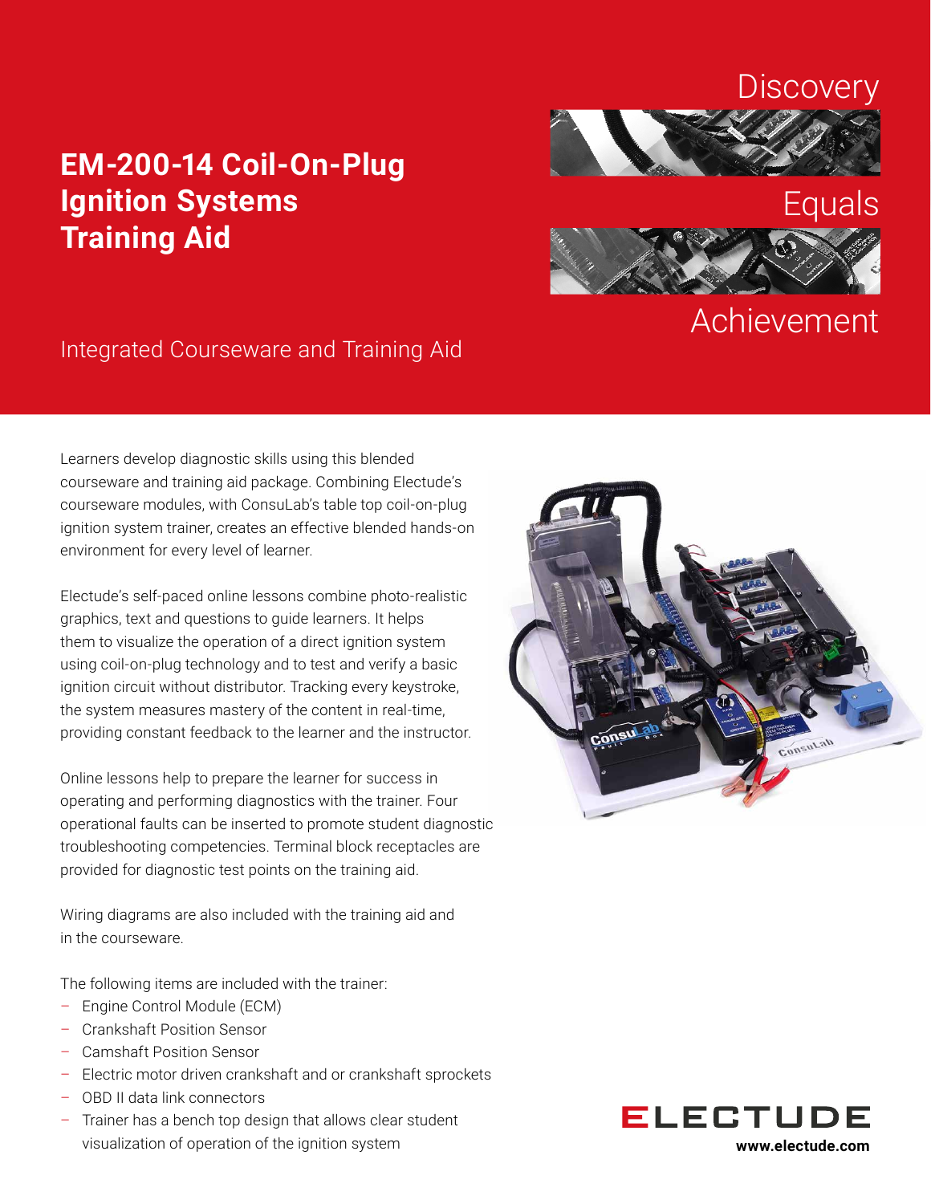# EM-200-14 Coil-On-Plug Ignition Systems Training Aid

Discovery

Equals

Achievement

Integrated Courseware and Training Aid

Learners develop diagnostic skills using this blended courseware and training aid package. Combining Electude's courseware modules, with ConsuLab's table top coil-on-plug ignition system trainer, creates an effective blended hands-on environment for every level of learner.

Electude's self-paced online lessons combine photo-realistic graphics, text and questions to guide learners. It helps them to visualize the operation of a direct ignition system using coil-on-plug technology and to test and verify a basic ignition circuit without distributor. Tracking every keystroke, the system measures mastery of the content in real-time, providing constant feedback to the learner and the instructor.

Online lessons help to prepare the learner for success in operating and performing diagnostics with the trainer. Four operational faults can be inserted to promote student diagnostic troubleshooting competencies. Terminal block receptacles are provided for diagnostic test points on the training aid.

Wiring diagrams are also included with the training aid and in the courseware.

The following items are included with the trainer:

- Engine Control Module (ECM)
- Crankshaft Position Sensor
- Camshaft Position Sensor
- Electric motor driven crankshaft and or crankshaft sprockets
- OBD II data link connectors
- Trainer has a bench top design that allows clear student visualization of operation of the ignition system

ELECTUDE

**www.electude.com**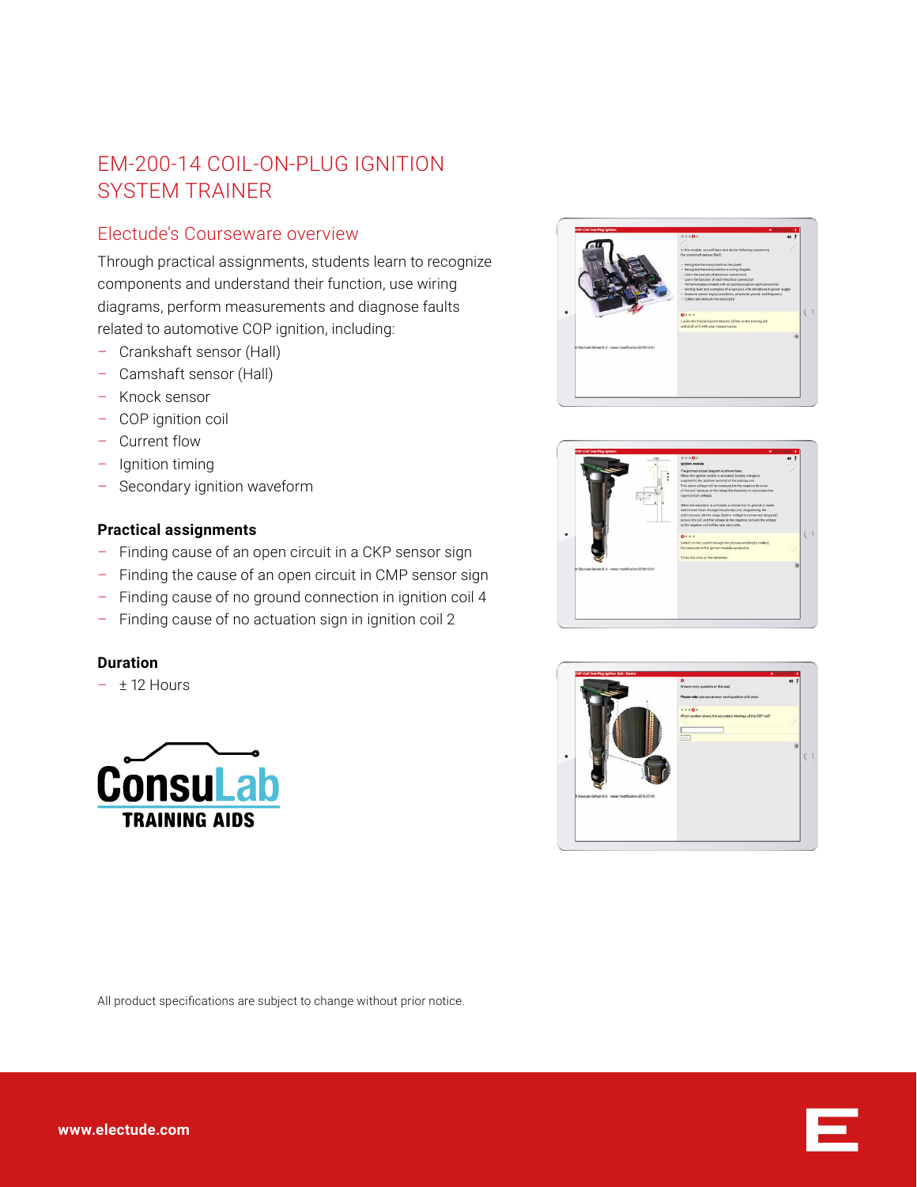# EM-200-14 COIL-ON-PLUG IGNITION SYSTEM TRAINER

## Electude's Courseware overview

Through practical assignments, students learn to recognize components and understand their function, use wiring diagrams, perform measurements and diagnose faults related to automotive COP ignition, including:

- Crankshaft sensor (Hall)
- Camshaft sensor (Hall)
- Knock sensor
- COP ignition coil
- Current flow
- Ignition timing
- Secondary ignition waveform

### Practical assignments

- Finding cause of an open circuit in a CKP sensor sign
- Finding the cause of an open circuit in CMP sensor sign
- Finding cause of no ground connection in ignition coil 4
- Finding cause of no actuation sign in ignition coil 2

### Duration

- ± 12 Hours

ConsuLab TRAINING AIDS

All product specifications are subject to change without prior notice.

www.electude.com